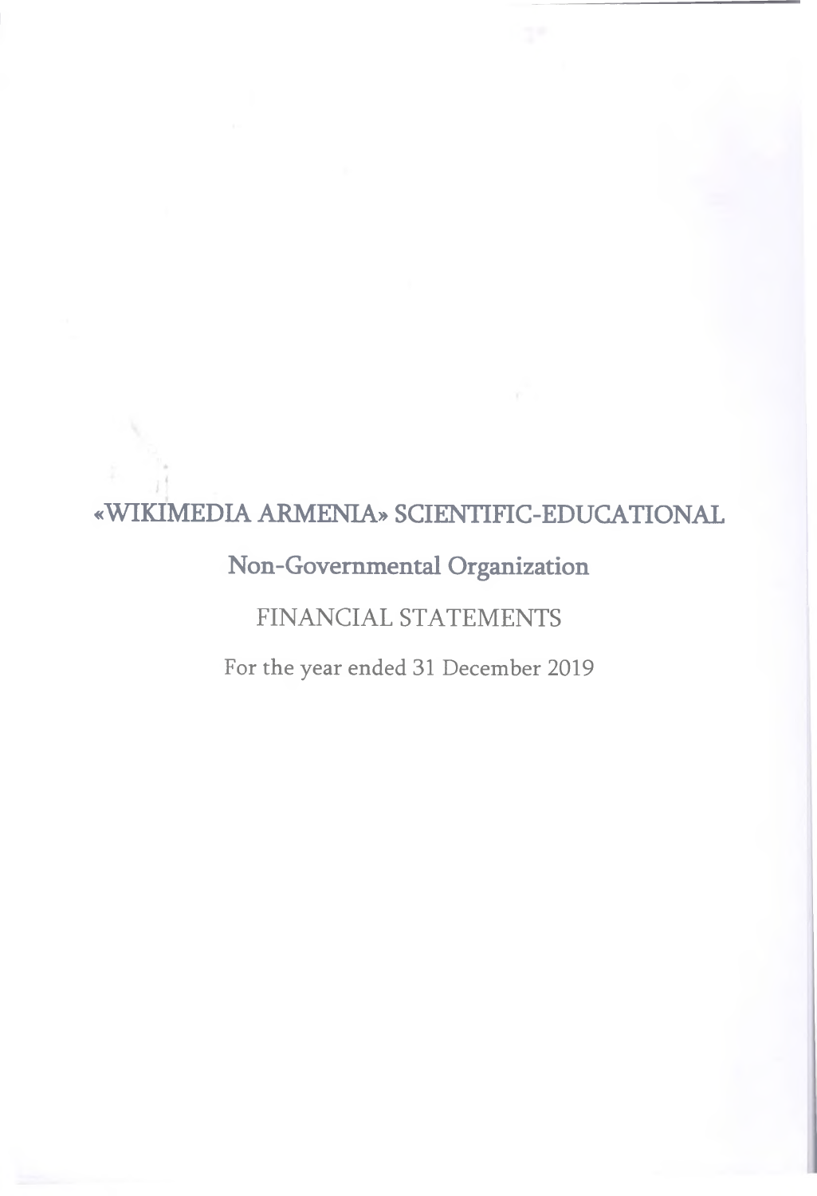# «WIKIMEDIA ARMENIA» SCIENTIFIC-EDUCATIONAL

## Non-Governmental Organization

## FINANCIAL STATEMENTS

For the year ended 31 December 2019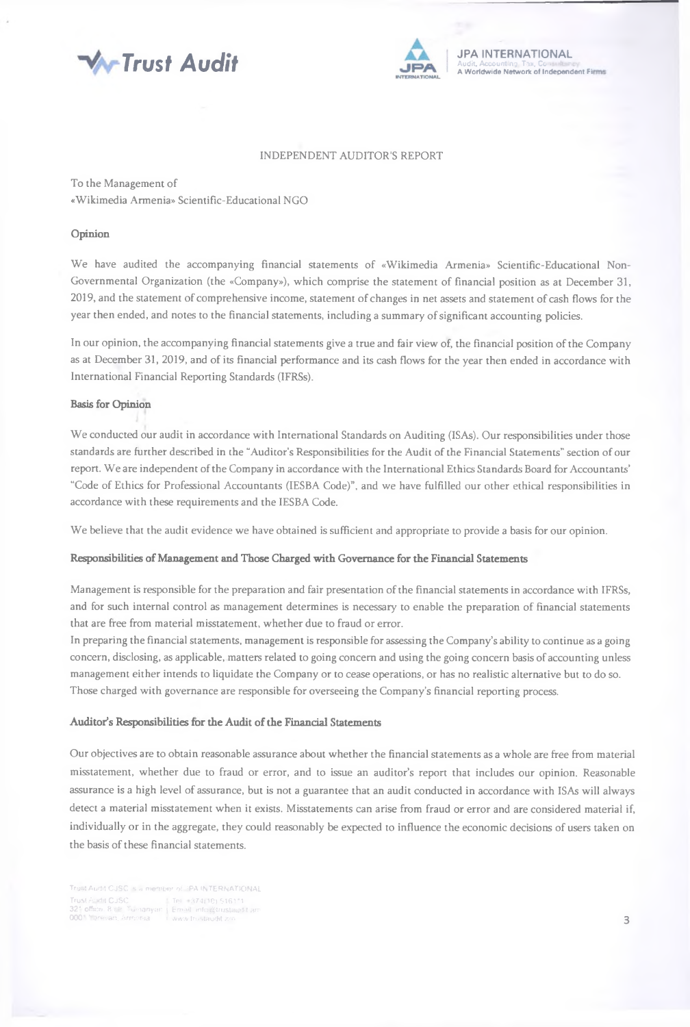# INDEPENDENT AUDITOR'S REPORT

To the Management of
«Wikimedia Armenia» Scientific-Educational NGO

## Opinion

We have audited the accompanying financial statements of «Wikimedia Armenia» Scientific-Educational Non-Governmental Organization (the «Company»), which comprise the statement of financial position as at December 31, 2019, and the statement of comprehensive income, statement of changes in net assets and statement of cash flows for the year then ended, and notes to the financial statements, including a summary of significant accounting policies.

In our opinion, the accompanying financial statements give a true and fair view of, the financial position of the Company as at December 31, 2019, and of its financial performance and its cash flows for the year then ended in accordance with International Financial Reporting Standards (IFRSs).

## Basis for Opinion

We conducted our audit in accordance with International Standards on Auditing (ISAs). Our responsibilities under those standards are further described in the "Auditor's Responsibilities for the Audit of the Financial Statements" section of our report. We are independent of the Company in accordance with the International Ethics Standards Board for Accountants' "Code of Ethics for Professional Accountants (IESBA Code)", and we have fulfilled our other ethical responsibilities in accordance with these requirements and the IESBA Code.

We believe that the audit evidence we have obtained is sufficient and appropriate to provide a basis for our opinion.

## Responsibilities of Management and Those Charged with Governance for the Financial Statements

Management is responsible for the preparation and fair presentation of the financial statements in accordance with IFRSs, and for such internal control as management determines is necessary to enable the preparation of financial statements that are free from material misstatement, whether due to fraud or error.

In preparing the financial statements, management is responsible for assessing the Company's ability to continue as a going concern, disclosing, as applicable, matters related to going concern and using the going concern basis of accounting unless management either intends to liquidate the Company or to cease operations, or has no realistic alternative but to do so.

Those charged with governance are responsible for overseeing the Company's financial reporting process.

## Auditor's Responsibilities for the Audit of the Financial Statements

Our objectives are to obtain reasonable assurance about whether the financial statements as a whole are free from material misstatement, whether due to fraud or error, and to issue an auditor's report that includes our opinion. Reasonable assurance is a high level of assurance, but is not a guarantee that an audit conducted in accordance with ISAs will always detect a material misstatement when it exists. Misstatements can arise from fraud or error and are considered material if, individually or in the aggregate, they could reasonably be expected to influence the economic decisions of users taken on the basis of these financial statements.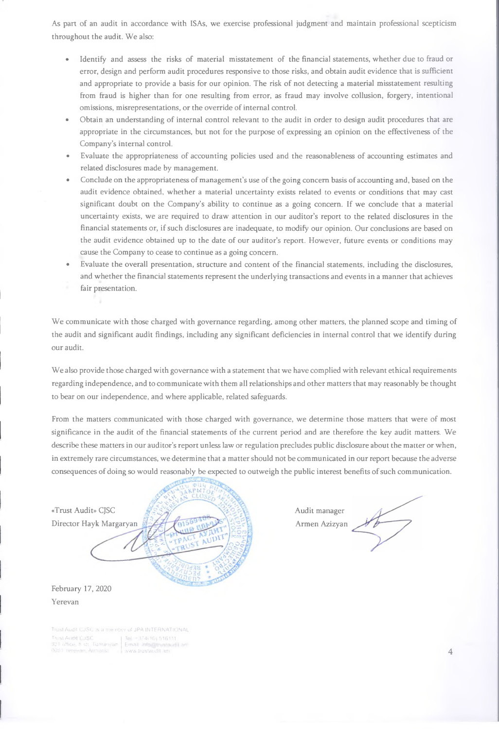As part of an audit in accordance with ISAs, we exercise professional judgment and maintain professional scepticism throughout the audit. We also:

- Identify and assess the risks of material misstatement of the financial statements, whether due to fraud or error, design and perform audit procedures responsive to those risks, and obtain audit evidence that is sufficient and appropriate to provide a basis for our opinion. The risk of not detecting a material misstatement resulting from fraud is higher than for one resulting from error, as fraud may involve collusion, forgery, intentional omissions, misrepresentations, or the override of internal control.
- Obtain an understanding of internal control relevant to the audit in order to design audit procedures that are appropriate in the circumstances, but not for the purpose of expressing an opinion on the effectiveness of the Company's internal control.
- Evaluate the appropriateness of accounting policies used and the reasonableness of accounting estimates and related disclosures made by management.
- Conclude on the appropriateness of management's use of the going concern basis of accounting and, based on the audit evidence obtained, whether a material uncertainty exists related to events or conditions that may cast significant doubt on the Company's ability to continue as a going concern. If we conclude that a material uncertainty exists, we are required to draw attention in our auditor's report to the related disclosures in the financial statements or, if such disclosures are inadequate, to modify our opinion. Our conclusions are based on the audit evidence obtained up to the date of our auditor's report. However, future events or conditions may cause the Company to cease to continue as a going concern.
- Evaluate the overall presentation, structure and content of the financial statements, including the disclosures, and whether the financial statements represent the underlying transactions and events in a manner that achieves fair presentation.

We communicate with those charged with governance regarding, among other matters, the planned scope and timing of the audit and significant audit findings, including any significant deficiencies in internal control that we identify during our audit.

We also provide those charged with governance with a statement that we have complied with relevant ethical requirements regarding independence, and to communicate with them all relationships and other matters that may reasonably be thought to bear on our independence, and where applicable, related safeguards.

From the matters communicated with those charged with governance, we determine those matters that were of most significance in the audit of the financial statements of the current period and are therefore the key audit matters. We describe these matters in our auditor's report unless law or regulation precludes public disclosure about the matter or when, in extremely rare circumstances, we determine that a matter should not be communicated in our report because the adverse consequences of doing so would reasonably be expected to outweigh the public interest benefits of such communication.

«Trust Audit» CJSC
Director Hayk Margaryan

Audit manager
Armen Azizyan

February 17, 2020
Yerevan

Trust Audit CJSC is a member of JPA INTERNATIONAL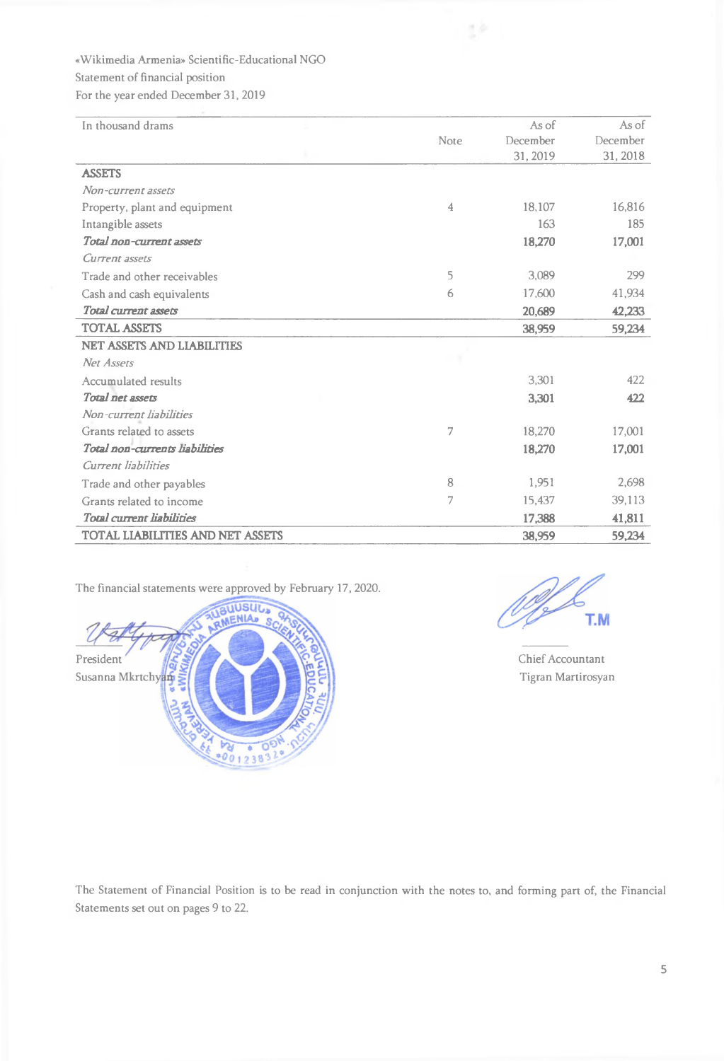«Wikimedia Armenia» Scientific-Educational NGO

Statement of financial position

For the year ended December 31, 2019

| In thousand drams | Note | As of December 31, 2019 | As of December 31, 2018 |
|---|---|---|---|
| **ASSETS** | | | |
| *Non-current assets* | | | |
| Property, plant and equipment | 4 | 18,107 | 16,816 |
| Intangible assets | | 163 | 185 |
| ***Total non-current assets*** | | **18,270** | **17,001** |
| *Current assets* | | | |
| Trade and other receivables | 5 | 3,089 | 299 |
| Cash and cash equivalents | 6 | 17,600 | 41,934 |
| ***Total current assets*** | | **20,689** | **42,233** |
| **TOTAL ASSETS** | | **38,959** | **59,234** |
| **NET ASSETS AND LIABILITIES** | | | |
| *Net Assets* | | | |
| Accumulated results | | 3,301 | 422 |
| ***Total net assets*** | | **3,301** | **422** |
| *Non-current liabilities* | | | |
| Grants related to assets | 7 | 18,270 | 17,001 |
| ***Total non-currents liabilities*** | | **18,270** | **17,001** |
| *Current liabilities* | | | |
| Trade and other payables | 8 | 1,951 | 2,698 |
| Grants related to income | 7 | 15,437 | 39,113 |
| ***Total current liabilities*** | | **17,388** | **41,811** |
| **TOTAL LIABILITIES AND NET ASSETS** | | **38,959** | **59,234** |

The financial statements were approved by February 17, 2020.

President
Susanna Mkrtchyan

Chief Accountant
Tigran Martirosyan

The Statement of Financial Position is to be read in conjunction with the notes to, and forming part of, the Financial Statements set out on pages 9 to 22.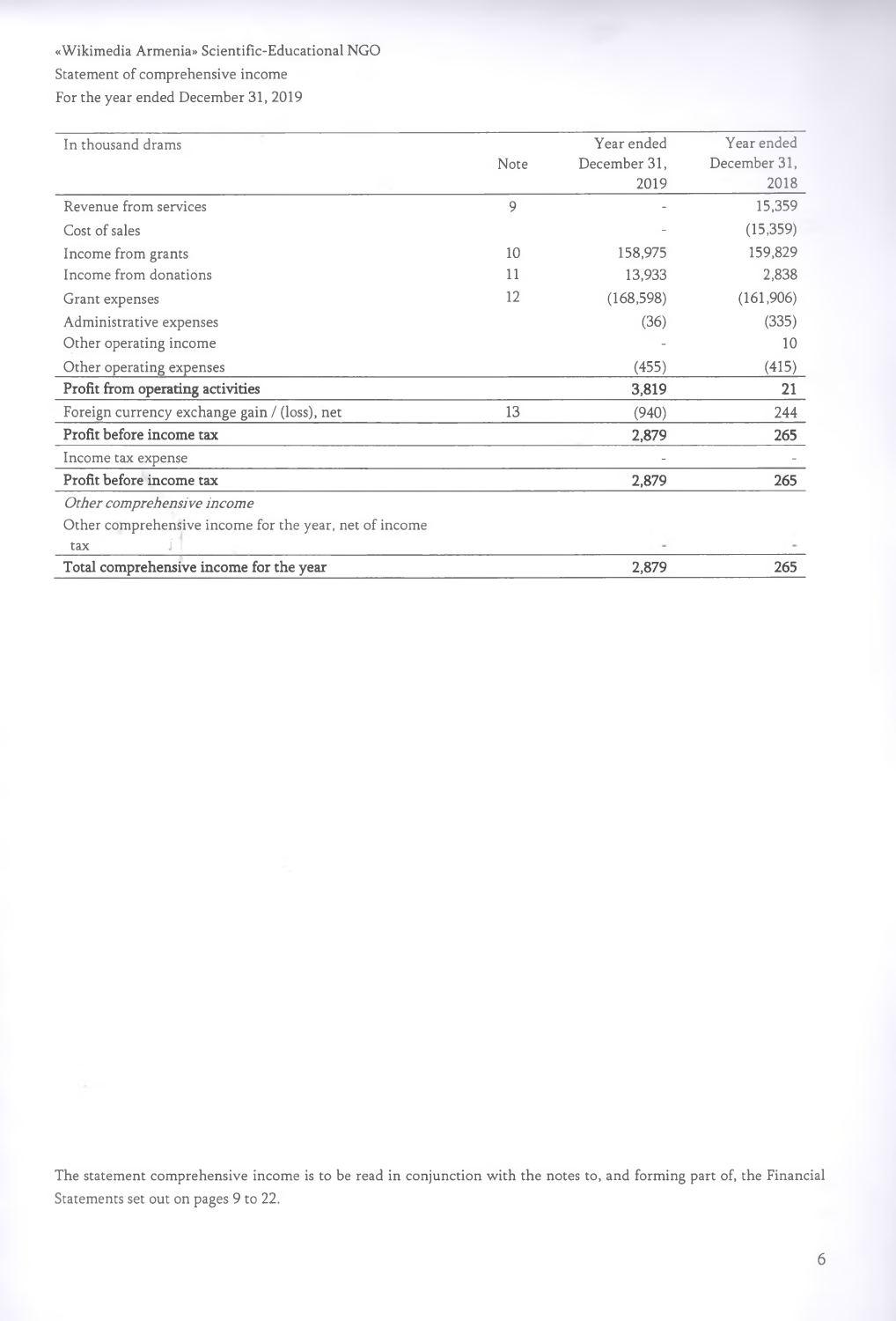«Wikimedia Armenia» Scientific-Educational NGO
Statement of comprehensive income
For the year ended December 31, 2019

| In thousand drams | Note | Year ended December 31, 2019 | Year ended December 31, 2018 |
|---|---|---|---|
| Revenue from services | 9 | - | 15,359 |
| Cost of sales | | - | (15,359) |
| Income from grants | 10 | 158,975 | 159,829 |
| Income from donations | 11 | 13,933 | 2,838 |
| Grant expenses | 12 | (168,598) | (161,906) |
| Administrative expenses | | (36) | (335) |
| Other operating income | | - | 10 |
| Other operating expenses | | (455) | (415) |
| **Profit from operating activities** | | **3,819** | **21** |
| Foreign currency exchange gain / (loss), net | 13 | (940) | 244 |
| **Profit before income tax** | | **2,879** | **265** |
| Income tax expense | | - | - |
| **Profit before income tax** | | **2,879** | **265** |
| *Other comprehensive income* | | | |
| Other comprehensive income for the year, net of income tax | | - | - |
| **Total comprehensive income for the year** | | **2,879** | **265** |

The statement comprehensive income is to be read in conjunction with the notes to, and forming part of, the Financial Statements set out on pages 9 to 22.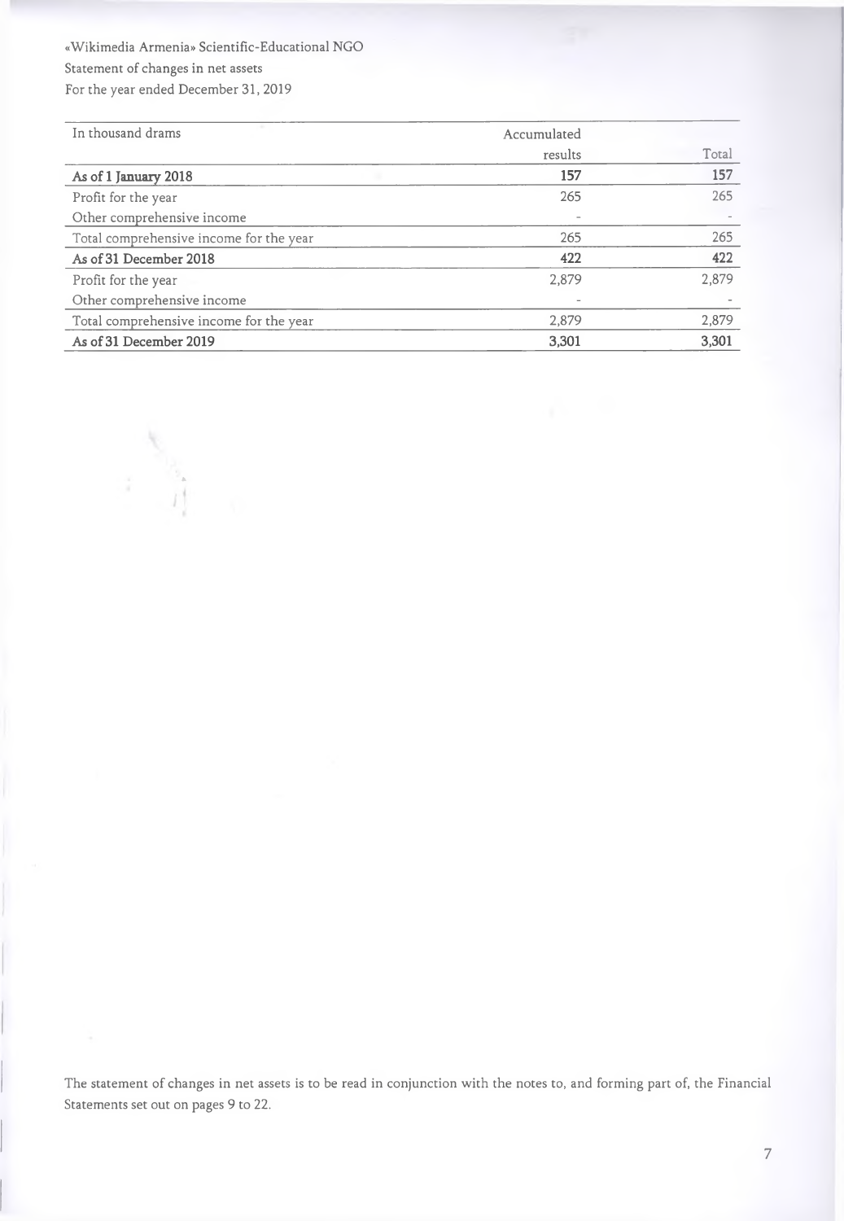«Wikimedia Armenia» Scientific-Educational NGO

Statement of changes in net assets

For the year ended December 31, 2019

| In thousand drams | Accumulated results | Total |
|---|---|---|
| **As of 1 January 2018** | **157** | **157** |
| Profit for the year | 265 | 265 |
| Other comprehensive income | - | - |
| Total comprehensive income for the year | 265 | 265 |
| **As of 31 December 2018** | **422** | **422** |
| Profit for the year | 2,879 | 2,879 |
| Other comprehensive income | - | - |
| Total comprehensive income for the year | 2,879 | 2,879 |
| **As of 31 December 2019** | **3,301** | **3,301** |

The statement of changes in net assets is to be read in conjunction with the notes to, and forming part of, the Financial Statements set out on pages 9 to 22.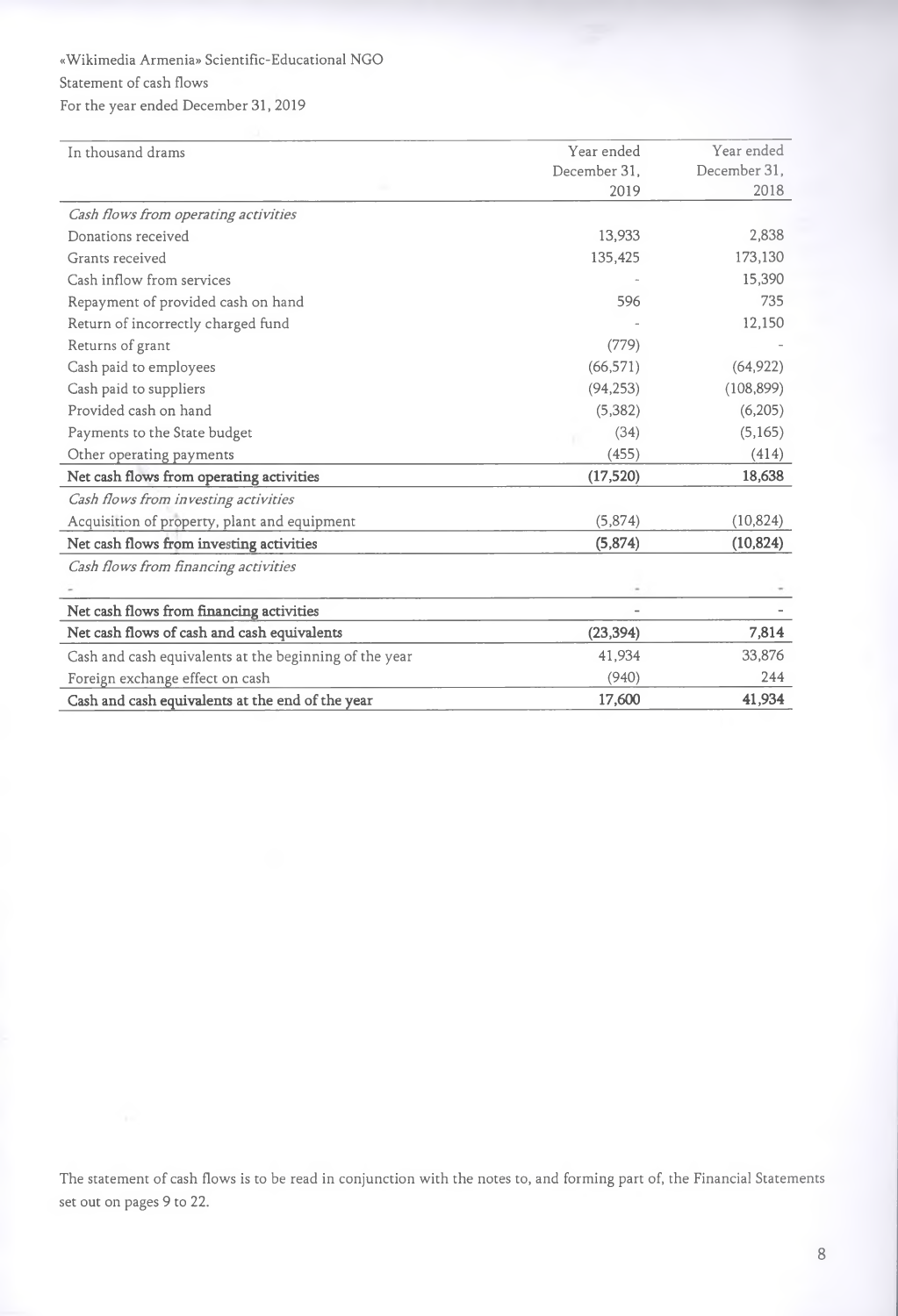«Wikimedia Armenia» Scientific-Educational NGO

Statement of cash flows

For the year ended December 31, 2019

| In thousand drams | Year ended December 31, 2019 | Year ended December 31, 2018 |
|---|---|---|
| *Cash flows from operating activities* | | |
| Donations received | 13,933 | 2,838 |
| Grants received | 135,425 | 173,130 |
| Cash inflow from services | - | 15,390 |
| Repayment of provided cash on hand | 596 | 735 |
| Return of incorrectly charged fund | - | 12,150 |
| Returns of grant | (779) | - |
| Cash paid to employees | (66,571) | (64,922) |
| Cash paid to suppliers | (94,253) | (108,899) |
| Provided cash on hand | (5,382) | (6,205) |
| Payments to the State budget | (34) | (5,165) |
| Other operating payments | (455) | (414) |
| **Net cash flows from operating activities** | **(17,520)** | **18,638** |
| *Cash flows from investing activities* | | |
| Acquisition of property, plant and equipment | (5,874) | (10,824) |
| **Net cash flows from investing activities** | **(5,874)** | **(10,824)** |
| *Cash flows from financing activities* | | |
| - | - | - |
| **Net cash flows from financing activities** | - | - |
| **Net cash flows of cash and cash equivalents** | **(23,394)** | **7,814** |
| Cash and cash equivalents at the beginning of the year | 41,934 | 33,876 |
| Foreign exchange effect on cash | (940) | 244 |
| **Cash and cash equivalents at the end of the year** | **17,600** | **41,934** |

The statement of cash flows is to be read in conjunction with the notes to, and forming part of, the Financial Statements set out on pages 9 to 22.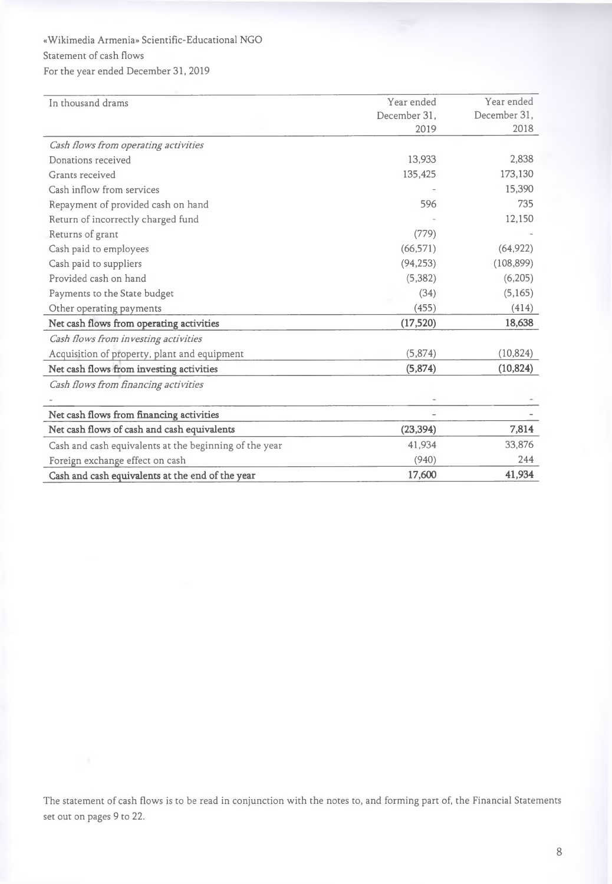«Wikimedia Armenia» Scientific-Educational NGO

Statement of cash flows

For the year ended December 31, 2019

| In thousand drams | Year ended December 31, 2019 | Year ended December 31, 2018 |
|---|---|---|
| *Cash flows from operating activities* | | |
| Donations received | 13,933 | 2,838 |
| Grants received | 135,425 | 173,130 |
| Cash inflow from services | - | 15,390 |
| Repayment of provided cash on hand | 596 | 735 |
| Return of incorrectly charged fund | - | 12,150 |
| Returns of grant | (779) | - |
| Cash paid to employees | (66,571) | (64,922) |
| Cash paid to suppliers | (94,253) | (108,899) |
| Provided cash on hand | (5,382) | (6,205) |
| Payments to the State budget | (34) | (5,165) |
| Other operating payments | (455) | (414) |
| **Net cash flows from operating activities** | **(17,520)** | **18,638** |
| *Cash flows from investing activities* | | |
| Acquisition of property, plant and equipment | (5,874) | (10,824) |
| **Net cash flows from investing activities** | **(5,874)** | **(10,824)** |
| *Cash flows from financing activities* | | |
| - | - | - |
| **Net cash flows from financing activities** | - | - |
| **Net cash flows of cash and cash equivalents** | **(23,394)** | **7,814** |
| Cash and cash equivalents at the beginning of the year | 41,934 | 33,876 |
| Foreign exchange effect on cash | (940) | 244 |
| **Cash and cash equivalents at the end of the year** | **17,600** | **41,934** |

The statement of cash flows is to be read in conjunction with the notes to, and forming part of, the Financial Statements set out on pages 9 to 22.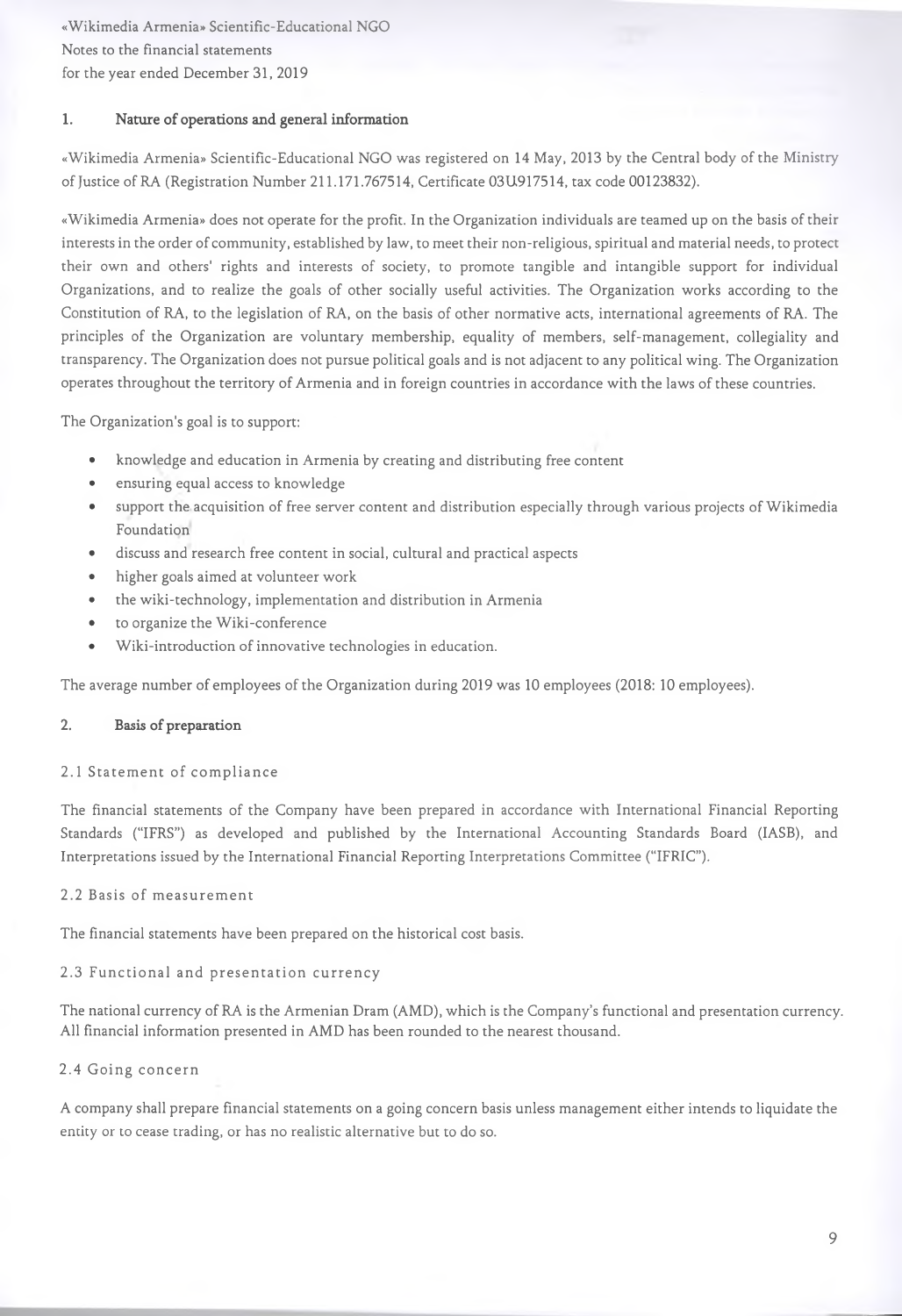## 1. Nature of operations and general information

«Wikimedia Armenia» Scientific-Educational NGO was registered on 14 May, 2013 by the Central body of the Ministry of Justice of RA (Registration Number 211.171.767514, Certificate 03Ա917514, tax code 00123832).

«Wikimedia Armenia» does not operate for the profit. In the Organization individuals are teamed up on the basis of their interests in the order of community, established by law, to meet their non-religious, spiritual and material needs, to protect their own and others' rights and interests of society, to promote tangible and intangible support for individual Organizations, and to realize the goals of other socially useful activities. The Organization works according to the Constitution of RA, to the legislation of RA, on the basis of other normative acts, international agreements of RA. The principles of the Organization are voluntary membership, equality of members, self-management, collegiality and transparency. The Organization does not pursue political goals and is not adjacent to any political wing. The Organization operates throughout the territory of Armenia and in foreign countries in accordance with the laws of these countries.

The Organization's goal is to support:

- knowledge and education in Armenia by creating and distributing free content
- ensuring equal access to knowledge
- support the acquisition of free server content and distribution especially through various projects of Wikimedia Foundation
- discuss and research free content in social, cultural and practical aspects
- higher goals aimed at volunteer work
- the wiki-technology, implementation and distribution in Armenia
- to organize the Wiki-conference
- Wiki-introduction of innovative technologies in education.

The average number of employees of the Organization during 2019 was 10 employees (2018: 10 employees).

## 2. Basis of preparation

### 2.1 Statement of compliance

The financial statements of the Company have been prepared in accordance with International Financial Reporting Standards ("IFRS") as developed and published by the International Accounting Standards Board (IASB), and Interpretations issued by the International Financial Reporting Interpretations Committee ("IFRIC").

### 2.2 Basis of measurement

The financial statements have been prepared on the historical cost basis.

### 2.3 Functional and presentation currency

The national currency of RA is the Armenian Dram (AMD), which is the Company's functional and presentation currency. All financial information presented in AMD has been rounded to the nearest thousand.

### 2.4 Going concern

A company shall prepare financial statements on a going concern basis unless management either intends to liquidate the entity or to cease trading, or has no realistic alternative but to do so.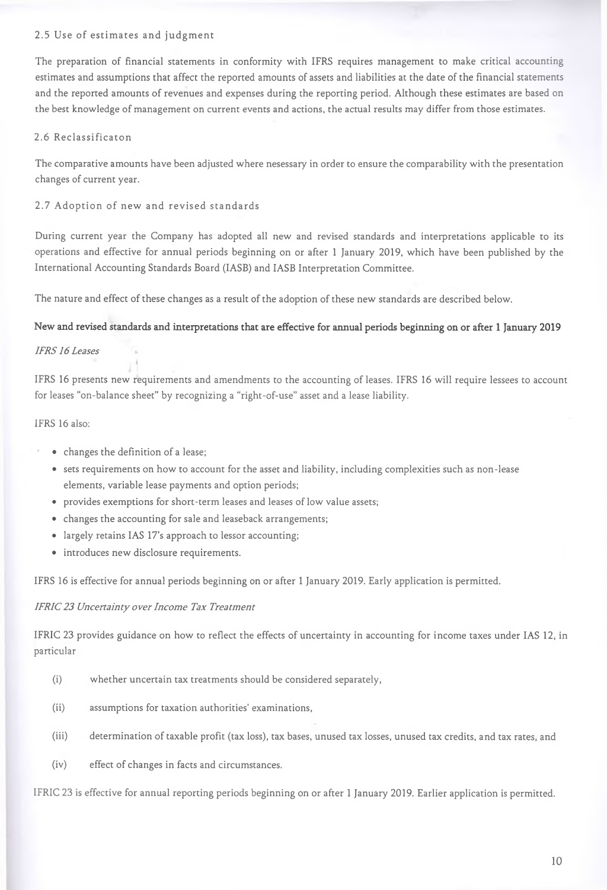### 2.5 Use of estimates and judgment

The preparation of financial statements in conformity with IFRS requires management to make critical accounting estimates and assumptions that affect the reported amounts of assets and liabilities at the date of the financial statements and the reported amounts of revenues and expenses during the reporting period. Although these estimates are based on the best knowledge of management on current events and actions, the actual results may differ from those estimates.

### 2.6 Reclassificaton

The comparative amounts have been adjusted where nesessary in order to ensure the comparability with the presentation changes of current year.

### 2.7 Adoption of new and revised standards

During current year the Company has adopted all new and revised standards and interpretations applicable to its operations and effective for annual periods beginning on or after 1 January 2019, which have been published by the International Accounting Standards Board (IASB) and IASB Interpretation Committee.

The nature and effect of these changes as a result of the adoption of these new standards are described below.

**New and revised standards and interpretations that are effective for annual periods beginning on or after 1 January 2019**

*IFRS 16 Leases*

IFRS 16 presents new requirements and amendments to the accounting of leases. IFRS 16 will require lessees to account for leases "on-balance sheet" by recognizing a "right-of-use" asset and a lease liability.

IFRS 16 also:

- changes the definition of a lease;
- sets requirements on how to account for the asset and liability, including complexities such as non-lease elements, variable lease payments and option periods;
- provides exemptions for short-term leases and leases of low value assets;
- changes the accounting for sale and leaseback arrangements;
- largely retains IAS 17's approach to lessor accounting;
- introduces new disclosure requirements.

IFRS 16 is effective for annual periods beginning on or after 1 January 2019. Early application is permitted.

*IFRIC 23 Uncertainty over Income Tax Treatment*

IFRIC 23 provides guidance on how to reflect the effects of uncertainty in accounting for income taxes under IAS 12, in particular

(i) whether uncertain tax treatments should be considered separately,

(ii) assumptions for taxation authorities' examinations,

(iii) determination of taxable profit (tax loss), tax bases, unused tax losses, unused tax credits, and tax rates, and

(iv) effect of changes in facts and circumstances.

IFRIC 23 is effective for annual reporting periods beginning on or after 1 January 2019. Earlier application is permitted.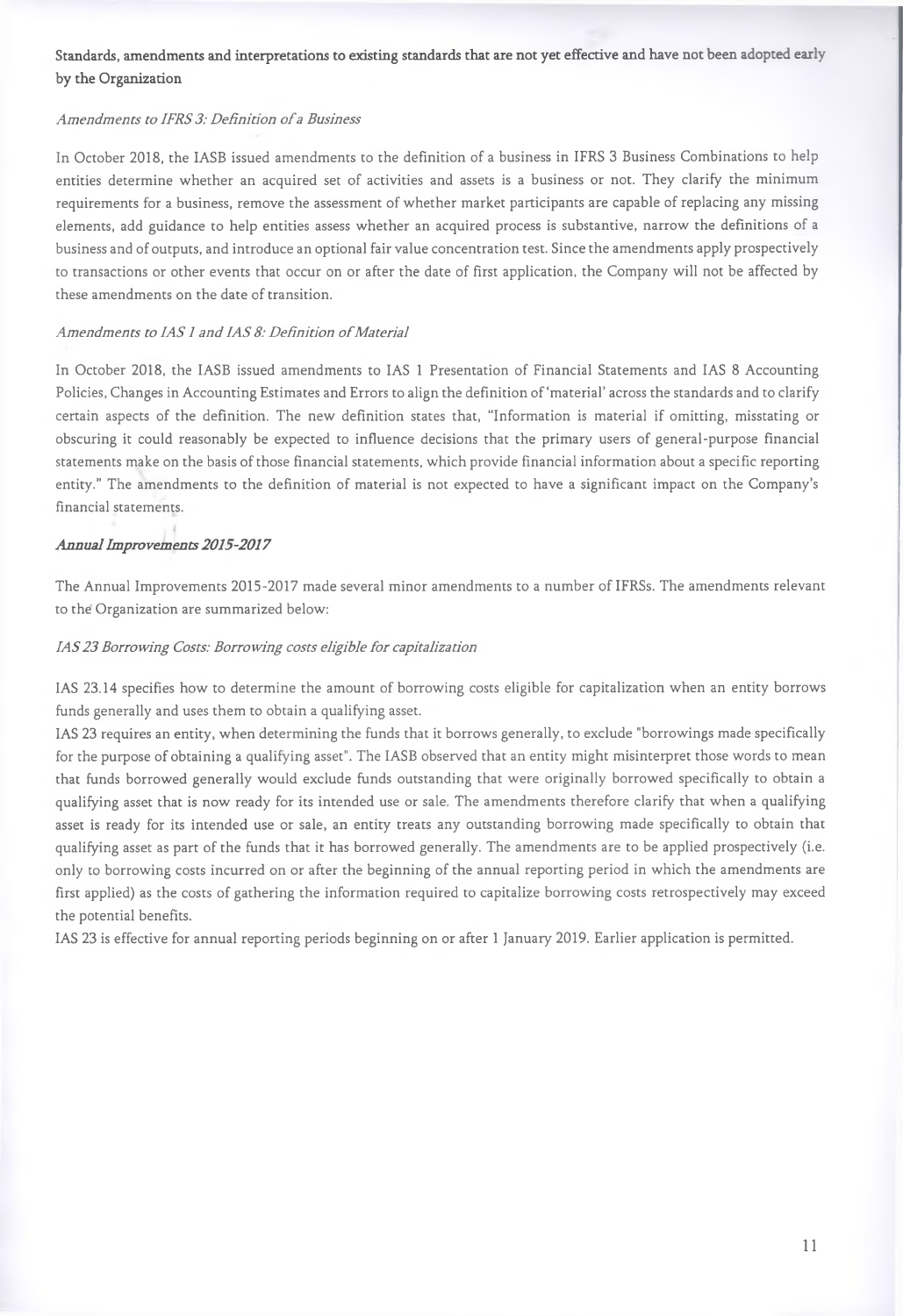**Standards, amendments and interpretations to existing standards that are not yet effective and have not been adopted early by the Organization**

*Amendments to IFRS 3: Definition of a Business*

In October 2018, the IASB issued amendments to the definition of a business in IFRS 3 Business Combinations to help entities determine whether an acquired set of activities and assets is a business or not. They clarify the minimum requirements for a business, remove the assessment of whether market participants are capable of replacing any missing elements, add guidance to help entities assess whether an acquired process is substantive, narrow the definitions of a business and of outputs, and introduce an optional fair value concentration test. Since the amendments apply prospectively to transactions or other events that occur on or after the date of first application, the Company will not be affected by these amendments on the date of transition.

*Amendments to IAS 1 and IAS 8: Definition of Material*

In October 2018, the IASB issued amendments to IAS 1 Presentation of Financial Statements and IAS 8 Accounting Policies, Changes in Accounting Estimates and Errors to align the definition of 'material' across the standards and to clarify certain aspects of the definition. The new definition states that, "Information is material if omitting, misstating or obscuring it could reasonably be expected to influence decisions that the primary users of general-purpose financial statements make on the basis of those financial statements, which provide financial information about a specific reporting entity." The amendments to the definition of material is not expected to have a significant impact on the Company's financial statements.

***Annual Improvements 2015-2017***

The Annual Improvements 2015-2017 made several minor amendments to a number of IFRSs. The amendments relevant to the Organization are summarized below:

*IAS 23 Borrowing Costs: Borrowing costs eligible for capitalization*

IAS 23.14 specifies how to determine the amount of borrowing costs eligible for capitalization when an entity borrows funds generally and uses them to obtain a qualifying asset.

IAS 23 requires an entity, when determining the funds that it borrows generally, to exclude "borrowings made specifically for the purpose of obtaining a qualifying asset". The IASB observed that an entity might misinterpret those words to mean that funds borrowed generally would exclude funds outstanding that were originally borrowed specifically to obtain a qualifying asset that is now ready for its intended use or sale. The amendments therefore clarify that when a qualifying asset is ready for its intended use or sale, an entity treats any outstanding borrowing made specifically to obtain that qualifying asset as part of the funds that it has borrowed generally. The amendments are to be applied prospectively (i.e. only to borrowing costs incurred on or after the beginning of the annual reporting period in which the amendments are first applied) as the costs of gathering the information required to capitalize borrowing costs retrospectively may exceed the potential benefits.

IAS 23 is effective for annual reporting periods beginning on or after 1 January 2019. Earlier application is permitted.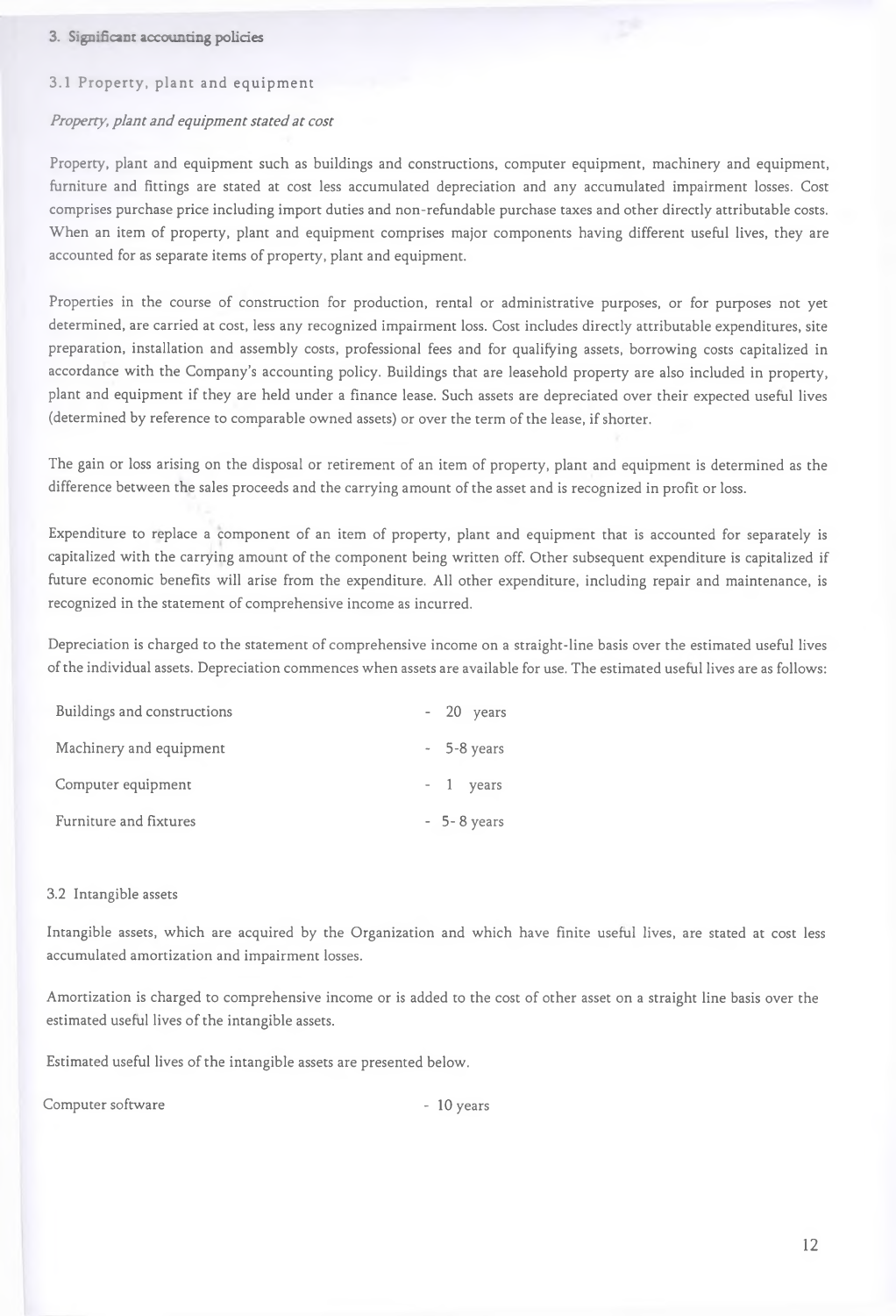## 3. Significant accounting policies

### 3.1 Property, plant and equipment

*Property, plant and equipment stated at cost*

Property, plant and equipment such as buildings and constructions, computer equipment, machinery and equipment, furniture and fittings are stated at cost less accumulated depreciation and any accumulated impairment losses. Cost comprises purchase price including import duties and non-refundable purchase taxes and other directly attributable costs. When an item of property, plant and equipment comprises major components having different useful lives, they are accounted for as separate items of property, plant and equipment.

Properties in the course of construction for production, rental or administrative purposes, or for purposes not yet determined, are carried at cost, less any recognized impairment loss. Cost includes directly attributable expenditures, site preparation, installation and assembly costs, professional fees and for qualifying assets, borrowing costs capitalized in accordance with the Company's accounting policy. Buildings that are leasehold property are also included in property, plant and equipment if they are held under a finance lease. Such assets are depreciated over their expected useful lives (determined by reference to comparable owned assets) or over the term of the lease, if shorter.

The gain or loss arising on the disposal or retirement of an item of property, plant and equipment is determined as the difference between the sales proceeds and the carrying amount of the asset and is recognized in profit or loss.

Expenditure to replace a component of an item of property, plant and equipment that is accounted for separately is capitalized with the carrying amount of the component being written off. Other subsequent expenditure is capitalized if future economic benefits will arise from the expenditure. All other expenditure, including repair and maintenance, is recognized in the statement of comprehensive income as incurred.

Depreciation is charged to the statement of comprehensive income on a straight-line basis over the estimated useful lives of the individual assets. Depreciation commences when assets are available for use. The estimated useful lives are as follows:

| | |
|---|---|
| Buildings and constructions | - 20 years |
| Machinery and equipment | - 5-8 years |
| Computer equipment | - 1 years |
| Furniture and fixtures | - 5- 8 years |

### 3.2 Intangible assets

Intangible assets, which are acquired by the Organization and which have finite useful lives, are stated at cost less accumulated amortization and impairment losses.

Amortization is charged to comprehensive income or is added to the cost of other asset on a straight line basis over the estimated useful lives of the intangible assets.

Estimated useful lives of the intangible assets are presented below.

| | |
|---|---|
| Computer software | - 10 years |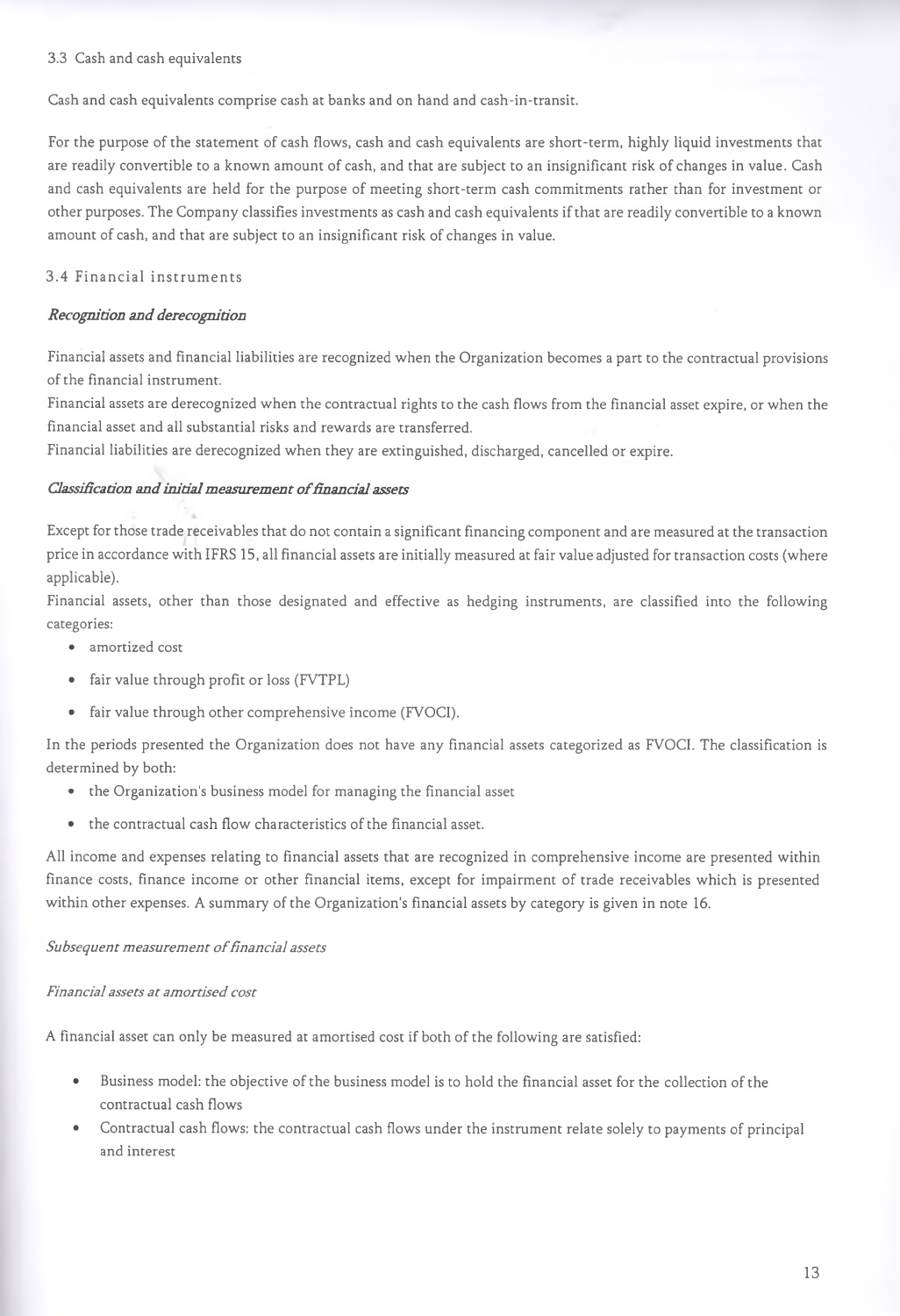### 3.3 Cash and cash equivalents

Cash and cash equivalents comprise cash at banks and on hand and cash-in-transit.

For the purpose of the statement of cash flows, cash and cash equivalents are short-term, highly liquid investments that are readily convertible to a known amount of cash, and that are subject to an insignificant risk of changes in value. Cash and cash equivalents are held for the purpose of meeting short-term cash commitments rather than for investment or other purposes. The Company classifies investments as cash and cash equivalents if that are readily convertible to a known amount of cash, and that are subject to an insignificant risk of changes in value.

### 3.4 Financial instruments

***Recognition and derecognition***

Financial assets and financial liabilities are recognized when the Organization becomes a part to the contractual provisions of the financial instrument.

Financial assets are derecognized when the contractual rights to the cash flows from the financial asset expire, or when the financial asset and all substantial risks and rewards are transferred.

Financial liabilities are derecognized when they are extinguished, discharged, cancelled or expire.

***Classification and initial measurement of financial assets***

Except for those trade receivables that do not contain a significant financing component and are measured at the transaction price in accordance with IFRS 15, all financial assets are initially measured at fair value adjusted for transaction costs (where applicable).

Financial assets, other than those designated and effective as hedging instruments, are classified into the following categories:

- amortized cost
- fair value through profit or loss (FVTPL)
- fair value through other comprehensive income (FVOCI).

In the periods presented the Organization does not have any financial assets categorized as FVOCI. The classification is determined by both:

- the Organization's business model for managing the financial asset
- the contractual cash flow characteristics of the financial asset.

All income and expenses relating to financial assets that are recognized in comprehensive income are presented within finance costs, finance income or other financial items, except for impairment of trade receivables which is presented within other expenses. A summary of the Organization's financial assets by category is given in note 16.

*Subsequent measurement of financial assets*

*Financial assets at amortised cost*

A financial asset can only be measured at amortised cost if both of the following are satisfied:

- Business model: the objective of the business model is to hold the financial asset for the collection of the contractual cash flows
- Contractual cash flows: the contractual cash flows under the instrument relate solely to payments of principal and interest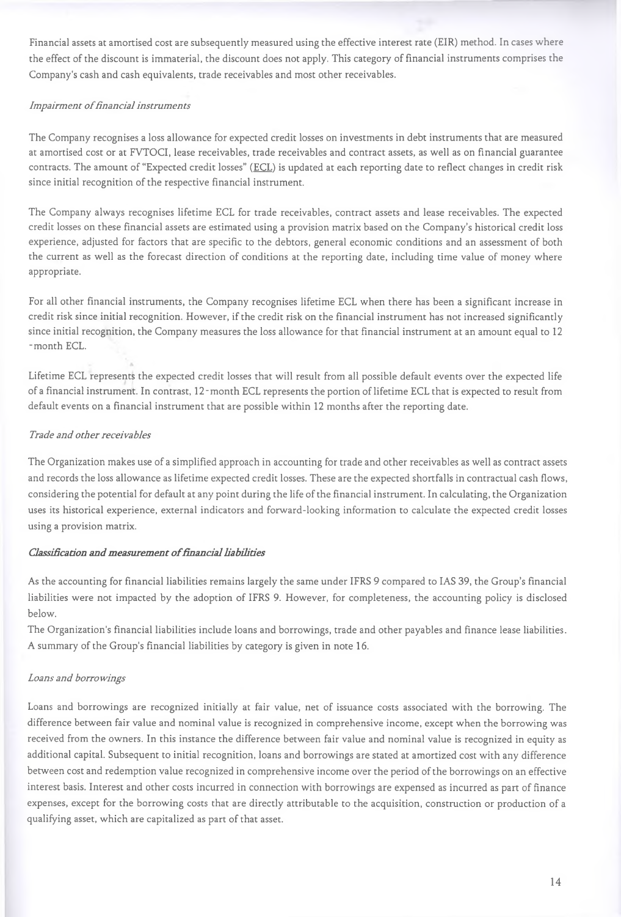Financial assets at amortised cost are subsequently measured using the effective interest rate (EIR) method. In cases where the effect of the discount is immaterial, the discount does not apply. This category of financial instruments comprises the Company's cash and cash equivalents, trade receivables and most other receivables.

*Impairment of financial instruments*

The Company recognises a loss allowance for expected credit losses on investments in debt instruments that are measured at amortised cost or at FVTOCI, lease receivables, trade receivables and contract assets, as well as on financial guarantee contracts. The amount of "Expected credit losses" (ECL) is updated at each reporting date to reflect changes in credit risk since initial recognition of the respective financial instrument.

The Company always recognises lifetime ECL for trade receivables, contract assets and lease receivables. The expected credit losses on these financial assets are estimated using a provision matrix based on the Company's historical credit loss experience, adjusted for factors that are specific to the debtors, general economic conditions and an assessment of both the current as well as the forecast direction of conditions at the reporting date, including time value of money where appropriate.

For all other financial instruments, the Company recognises lifetime ECL when there has been a significant increase in credit risk since initial recognition. However, if the credit risk on the financial instrument has not increased significantly since initial recognition, the Company measures the loss allowance for that financial instrument at an amount equal to 12 -month ECL.

Lifetime ECL represents the expected credit losses that will result from all possible default events over the expected life of a financial instrument. In contrast, 12-month ECL represents the portion of lifetime ECL that is expected to result from default events on a financial instrument that are possible within 12 months after the reporting date.

*Trade and other receivables*

The Organization makes use of a simplified approach in accounting for trade and other receivables as well as contract assets and records the loss allowance as lifetime expected credit losses. These are the expected shortfalls in contractual cash flows, considering the potential for default at any point during the life of the financial instrument. In calculating, the Organization uses its historical experience, external indicators and forward-looking information to calculate the expected credit losses using a provision matrix.

***Classification and measurement of financial liabilities***

As the accounting for financial liabilities remains largely the same under IFRS 9 compared to IAS 39, the Group's financial liabilities were not impacted by the adoption of IFRS 9. However, for completeness, the accounting policy is disclosed below.

The Organization's financial liabilities include loans and borrowings, trade and other payables and finance lease liabilities. A summary of the Group's financial liabilities by category is given in note 16.

*Loans and borrowings*

Loans and borrowings are recognized initially at fair value, net of issuance costs associated with the borrowing. The difference between fair value and nominal value is recognized in comprehensive income, except when the borrowing was received from the owners. In this instance the difference between fair value and nominal value is recognized in equity as additional capital. Subsequent to initial recognition, loans and borrowings are stated at amortized cost with any difference between cost and redemption value recognized in comprehensive income over the period of the borrowings on an effective interest basis. Interest and other costs incurred in connection with borrowings are expensed as incurred as part of finance expenses, except for the borrowing costs that are directly attributable to the acquisition, construction or production of a qualifying asset, which are capitalized as part of that asset.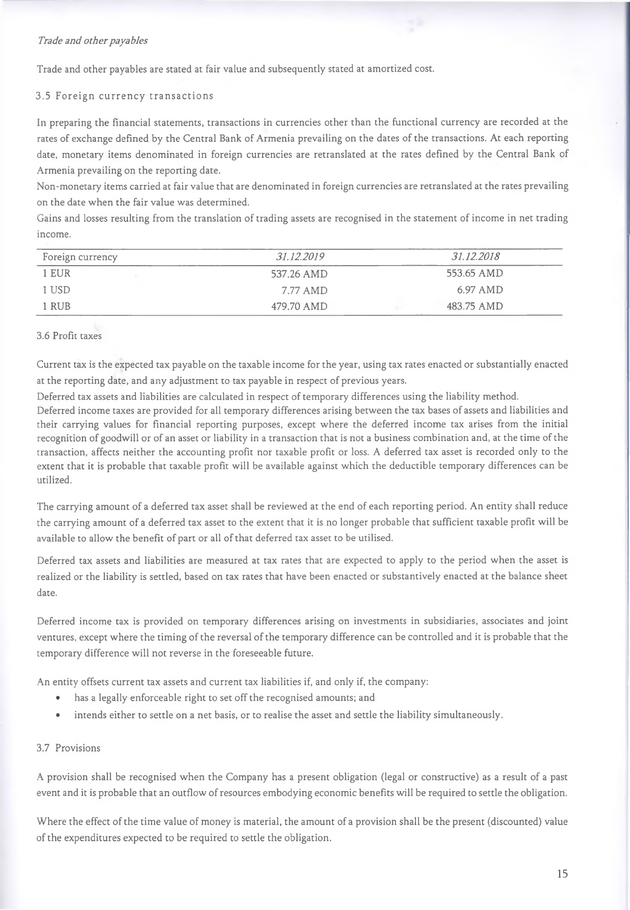*Trade and other payables*

Trade and other payables are stated at fair value and subsequently stated at amortized cost.

### 3.5 Foreign currency transactions

In preparing the financial statements, transactions in currencies other than the functional currency are recorded at the rates of exchange defined by the Central Bank of Armenia prevailing on the dates of the transactions. At each reporting date, monetary items denominated in foreign currencies are retranslated at the rates defined by the Central Bank of Armenia prevailing on the reporting date.

Non-monetary items carried at fair value that are denominated in foreign currencies are retranslated at the rates prevailing on the date when the fair value was determined.

Gains and losses resulting from the translation of trading assets are recognised in the statement of income in net trading income.

| Foreign currency | *31.12.2019* | *31.12.2018* |
|---|---|---|
| 1 EUR | 537.26 AMD | 553.65 AMD |
| 1 USD | 7.77 AMD | 6.97 AMD |
| 1 RUB | 479.70 AMD | 483.75 AMD |

### 3.6 Profit taxes

Current tax is the expected tax payable on the taxable income for the year, using tax rates enacted or substantially enacted at the reporting date, and any adjustment to tax payable in respect of previous years.

Deferred tax assets and liabilities are calculated in respect of temporary differences using the liability method.

Deferred income taxes are provided for all temporary differences arising between the tax bases of assets and liabilities and their carrying values for financial reporting purposes, except where the deferred income tax arises from the initial recognition of goodwill or of an asset or liability in a transaction that is not a business combination and, at the time of the transaction, affects neither the accounting profit nor taxable profit or loss. A deferred tax asset is recorded only to the extent that it is probable that taxable profit will be available against which the deductible temporary differences can be utilized.

The carrying amount of a deferred tax asset shall be reviewed at the end of each reporting period. An entity shall reduce the carrying amount of a deferred tax asset to the extent that it is no longer probable that sufficient taxable profit will be available to allow the benefit of part or all of that deferred tax asset to be utilised.

Deferred tax assets and liabilities are measured at tax rates that are expected to apply to the period when the asset is realized or the liability is settled, based on tax rates that have been enacted or substantively enacted at the balance sheet date.

Deferred income tax is provided on temporary differences arising on investments in subsidiaries, associates and joint ventures, except where the timing of the reversal of the temporary difference can be controlled and it is probable that the temporary difference will not reverse in the foreseeable future.

An entity offsets current tax assets and current tax liabilities if, and only if, the company:

- has a legally enforceable right to set off the recognised amounts; and
- intends either to settle on a net basis, or to realise the asset and settle the liability simultaneously.

### 3.7 Provisions

A provision shall be recognised when the Company has a present obligation (legal or constructive) as a result of a past event and it is probable that an outflow of resources embodying economic benefits will be required to settle the obligation.

Where the effect of the time value of money is material, the amount of a provision shall be the present (discounted) value of the expenditures expected to be required to settle the obligation.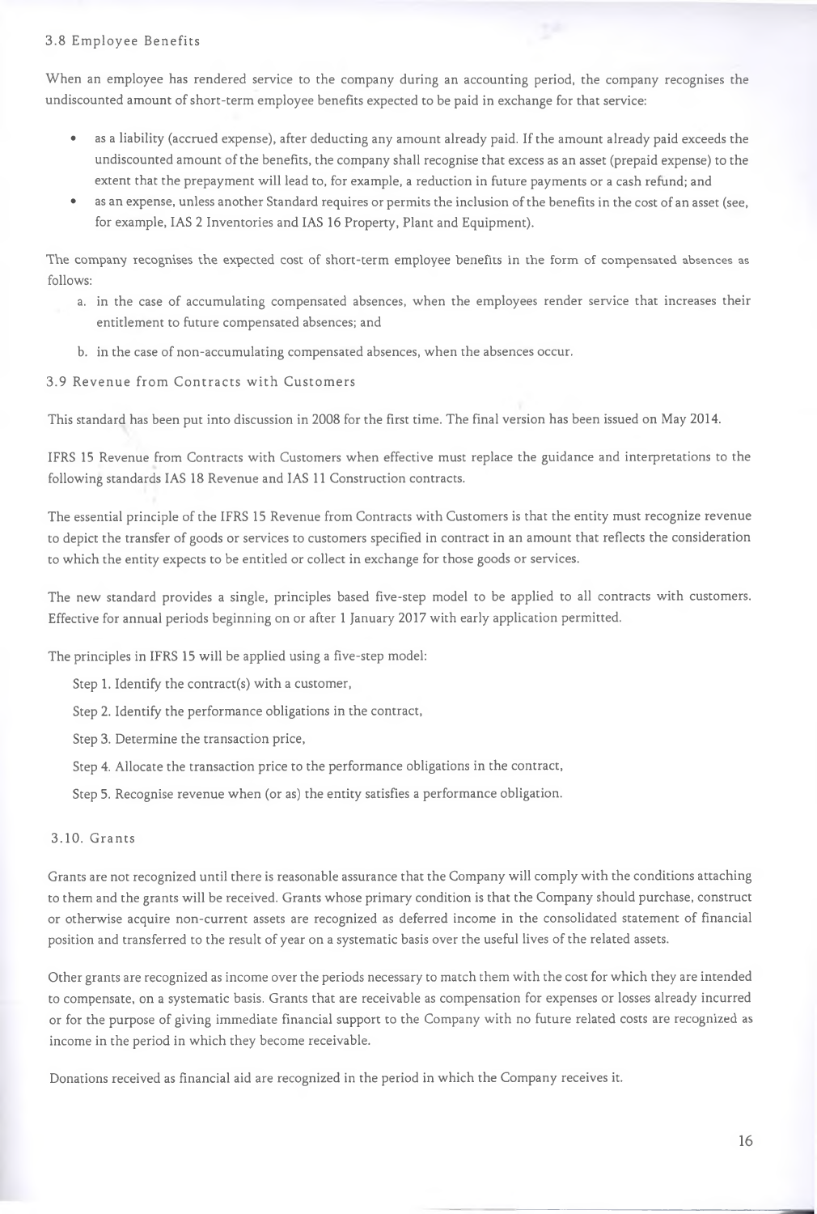### 3.8 Employee Benefits

When an employee has rendered service to the company during an accounting period, the company recognises the undiscounted amount of short-term employee benefits expected to be paid in exchange for that service:

- as a liability (accrued expense), after deducting any amount already paid. If the amount already paid exceeds the undiscounted amount of the benefits, the company shall recognise that excess as an asset (prepaid expense) to the extent that the prepayment will lead to, for example, a reduction in future payments or a cash refund; and
- as an expense, unless another Standard requires or permits the inclusion of the benefits in the cost of an asset (see, for example, IAS 2 Inventories and IAS 16 Property, Plant and Equipment).

The company recognises the expected cost of short-term employee benefits in the form of compensated absences as follows:

a. in the case of accumulating compensated absences, when the employees render service that increases their entitlement to future compensated absences; and

b. in the case of non-accumulating compensated absences, when the absences occur.

### 3.9 Revenue from Contracts with Customers

This standard has been put into discussion in 2008 for the first time. The final version has been issued on May 2014.

IFRS 15 Revenue from Contracts with Customers when effective must replace the guidance and interpretations to the following standards IAS 18 Revenue and IAS 11 Construction contracts.

The essential principle of the IFRS 15 Revenue from Contracts with Customers is that the entity must recognize revenue to depict the transfer of goods or services to customers specified in contract in an amount that reflects the consideration to which the entity expects to be entitled or collect in exchange for those goods or services.

The new standard provides a single, principles based five-step model to be applied to all contracts with customers. Effective for annual periods beginning on or after 1 January 2017 with early application permitted.

The principles in IFRS 15 will be applied using a five-step model:

Step 1. Identify the contract(s) with a customer,

Step 2. Identify the performance obligations in the contract,

Step 3. Determine the transaction price,

Step 4. Allocate the transaction price to the performance obligations in the contract,

Step 5. Recognise revenue when (or as) the entity satisfies a performance obligation.

### 3.10. Grants

Grants are not recognized until there is reasonable assurance that the Company will comply with the conditions attaching to them and the grants will be received. Grants whose primary condition is that the Company should purchase, construct or otherwise acquire non-current assets are recognized as deferred income in the consolidated statement of financial position and transferred to the result of year on a systematic basis over the useful lives of the related assets.

Other grants are recognized as income over the periods necessary to match them with the cost for which they are intended to compensate, on a systematic basis. Grants that are receivable as compensation for expenses or losses already incurred or for the purpose of giving immediate financial support to the Company with no future related costs are recognized as income in the period in which they become receivable.

Donations received as financial aid are recognized in the period in which the Company receives it.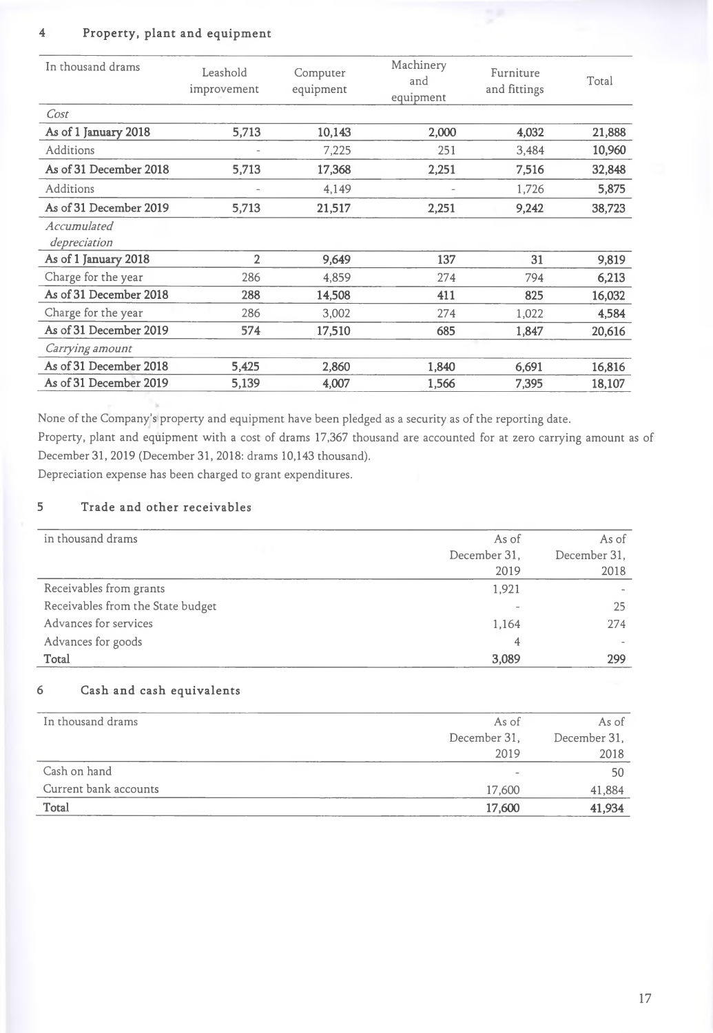## 4 Property, plant and equipment

| In thousand drams | Leasehold improvement | Computer equipment | Machinery and equipment | Furniture and fittings | Total |
|---|---|---|---|---|---|
| *Cost* | | | | | |
| **As of 1 January 2018** | **5,713** | **10,143** | **2,000** | **4,032** | **21,888** |
| Additions | - | 7,225 | 251 | 3,484 | **10,960** |
| **As of 31 December 2018** | **5,713** | **17,368** | **2,251** | **7,516** | **32,848** |
| Additions | - | 4,149 | - | 1,726 | **5,875** |
| **As of 31 December 2019** | **5,713** | **21,517** | **2,251** | **9,242** | **38,723** |
| *Accumulated depreciation* | | | | | |
| **As of 1 January 2018** | **2** | **9,649** | **137** | **31** | **9,819** |
| Charge for the year | 286 | 4,859 | 274 | 794 | **6,213** |
| **As of 31 December 2018** | **288** | **14,508** | **411** | **825** | **16,032** |
| Charge for the year | 286 | 3,002 | 274 | 1,022 | **4,584** |
| **As of 31 December 2019** | **574** | **17,510** | **685** | **1,847** | **20,616** |
| *Carrying amount* | | | | | |
| **As of 31 December 2018** | **5,425** | **2,860** | **1,840** | **6,691** | **16,816** |
| **As of 31 December 2019** | **5,139** | **4,007** | **1,566** | **7,395** | **18,107** |

None of the Company's property and equipment have been pledged as a security as of the reporting date.

Property, plant and equipment with a cost of drams 17,367 thousand are accounted for at zero carrying amount as of December 31, 2019 (December 31, 2018: drams 10,143 thousand).

Depreciation expense has been charged to grant expenditures.

## 5 Trade and other receivables

| in thousand drams | As of December 31, 2019 | As of December 31, 2018 |
|---|---|---|
| Receivables from grants | 1,921 | - |
| Receivables from the State budget | - | 25 |
| Advances for services | 1,164 | 274 |
| Advances for goods | 4 | - |
| **Total** | **3,089** | **299** |

## 6 Cash and cash equivalents

| In thousand drams | As of December 31, 2019 | As of December 31, 2018 |
|---|---|---|
| Cash on hand | - | 50 |
| Current bank accounts | 17,600 | 41,884 |
| **Total** | **17,600** | **41,934** |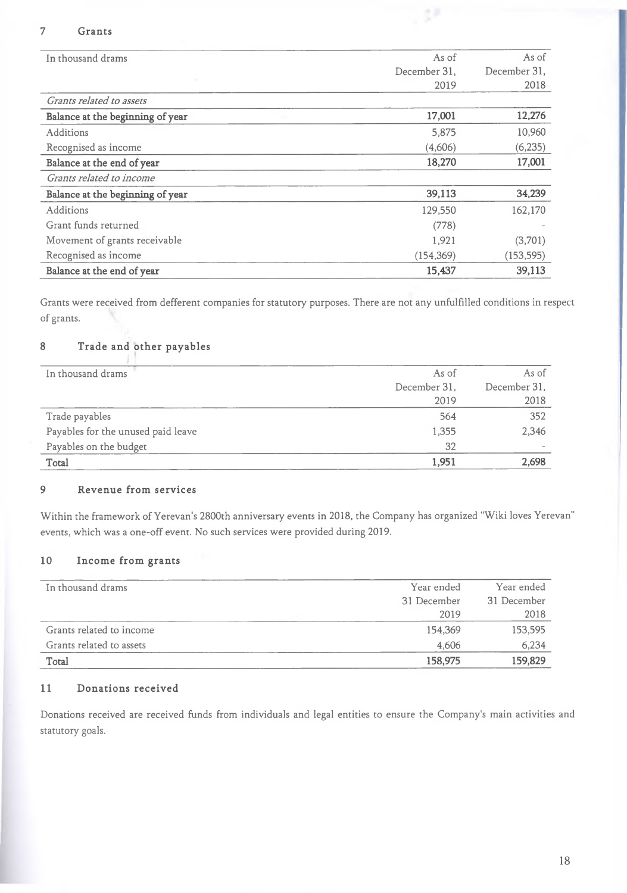## 7 Grants

| In thousand drams | As of December 31, 2019 | As of December 31, 2018 |
|---|---|---|
| *Grants related to assets* | | |
| **Balance at the beginning of year** | **17,001** | **12,276** |
| Additions | 5,875 | 10,960 |
| Recognised as income | (4,606) | (6,235) |
| **Balance at the end of year** | **18,270** | **17,001** |
| *Grants related to income* | | |
| **Balance at the beginning of year** | **39,113** | **34,239** |
| Additions | 129,550 | 162,170 |
| Grant funds returned | (778) | - |
| Movement of grants receivable | 1,921 | (3,701) |
| Recognised as income | (154,369) | (153,595) |
| **Balance at the end of year** | **15,437** | **39,113** |

Grants were received from defferent companies for statutory purposes. There are not any unfulfilled conditions in respect of grants.

## 8 Trade and other payables

| In thousand drams | As of December 31, 2019 | As of December 31, 2018 |
|---|---|---|
| Trade payables | 564 | 352 |
| Payables for the unused paid leave | 1,355 | 2,346 |
| Payables on the budget | 32 | - |
| **Total** | **1,951** | **2,698** |

## 9 Revenue from services

Within the framework of Yerevan's 2800th anniversary events in 2018, the Company has organized "Wiki loves Yerevan" events, which was a one-off event. No such services were provided during 2019.

## 10 Income from grants

| In thousand drams | Year ended 31 December 2019 | Year ended 31 December 2018 |
|---|---|---|
| Grants related to income | 154,369 | 153,595 |
| Grants related to assets | 4,606 | 6,234 |
| **Total** | **158,975** | **159,829** |

## 11 Donations received

Donations received are received funds from individuals and legal entities to ensure the Company's main activities and statutory goals.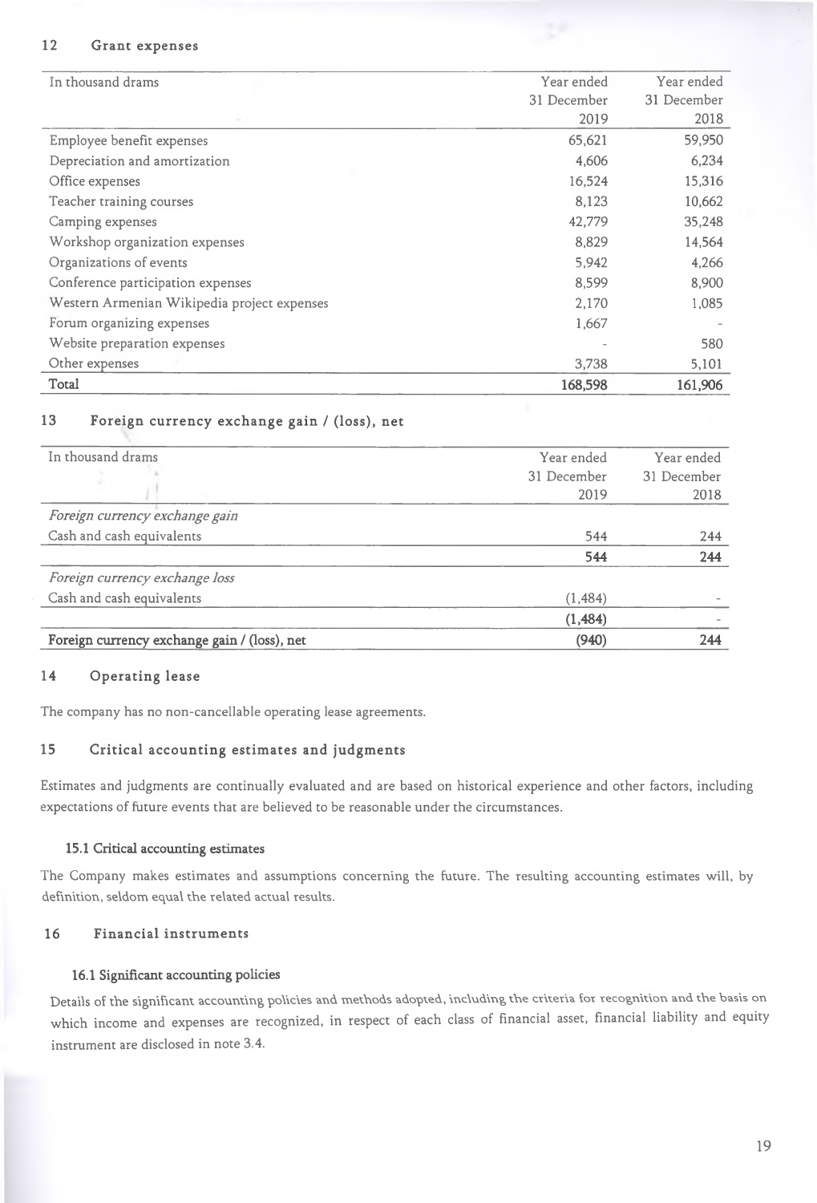## 12 Grant expenses

| In thousand drams | Year ended 31 December 2019 | Year ended 31 December 2018 |
|---|---|---|
| Employee benefit expenses | 65,621 | 59,950 |
| Depreciation and amortization | 4,606 | 6,234 |
| Office expenses | 16,524 | 15,316 |
| Teacher training courses | 8,123 | 10,662 |
| Camping expenses | 42,779 | 35,248 |
| Workshop organization expenses | 8,829 | 14,564 |
| Organizations of events | 5,942 | 4,266 |
| Conference participation expenses | 8,599 | 8,900 |
| Western Armenian Wikipedia project expenses | 2,170 | 1,085 |
| Forum organizing expenses | 1,667 | - |
| Website preparation expenses | - | 580 |
| Other expenses | 3,738 | 5,101 |
| **Total** | **168,598** | **161,906** |

## 13 Foreign currency exchange gain / (loss), net

| In thousand drams | Year ended 31 December 2019 | Year ended 31 December 2018 |
|---|---|---|
| *Foreign currency exchange gain* | | |
| Cash and cash equivalents | 544 | 244 |
| | **544** | **244** |
| *Foreign currency exchange loss* | | |
| Cash and cash equivalents | (1,484) | - |
| | **(1,484)** | - |
| **Foreign currency exchange gain / (loss), net** | **(940)** | **244** |

## 14 Operating lease

The company has no non-cancellable operating lease agreements.

## 15 Critical accounting estimates and judgments

Estimates and judgments are continually evaluated and are based on historical experience and other factors, including expectations of future events that are believed to be reasonable under the circumstances.

### 15.1 Critical accounting estimates

The Company makes estimates and assumptions concerning the future. The resulting accounting estimates will, by definition, seldom equal the related actual results.

## 16 Financial instruments

### 16.1 Significant accounting policies

Details of the significant accounting policies and methods adopted, including the criteria for recognition and the basis on which income and expenses are recognized, in respect of each class of financial asset, financial liability and equity instrument are disclosed in note 3.4.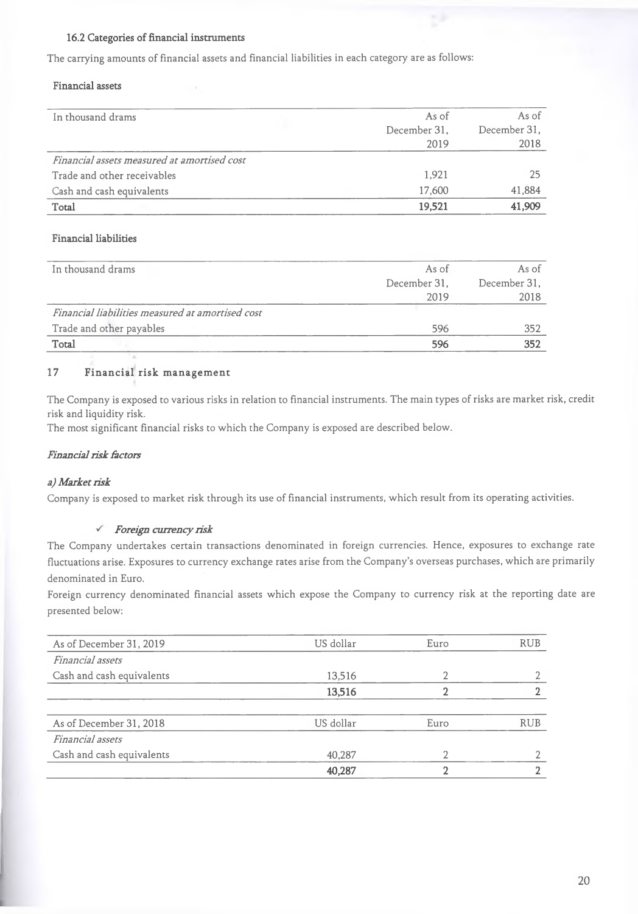### 16.2 Categories of financial instruments

The carrying amounts of financial assets and financial liabilities in each category are as follows:

#### Financial assets

| In thousand drams | As of December 31, 2019 | As of December 31, 2018 |
|---|---|---|
| *Financial assets measured at amortised cost* | | |
| Trade and other receivables | 1,921 | 25 |
| Cash and cash equivalents | 17,600 | 41,884 |
| **Total** | **19,521** | **41,909** |

#### Financial liabilities

| In thousand drams | As of December 31, 2019 | As of December 31, 2018 |
|---|---|---|
| *Financial liabilities measured at amortised cost* | | |
| Trade and other payables | 596 | 352 |
| **Total** | **596** | **352** |

## 17 Financial risk management

The Company is exposed to various risks in relation to financial instruments. The main types of risks are market risk, credit risk and liquidity risk.
The most significant financial risks to which the Company is exposed are described below.

***Financial risk factors***

***a) Market risk***

Company is exposed to market risk through its use of financial instruments, which result from its operating activities.

- ***Foreign currency risk***

The Company undertakes certain transactions denominated in foreign currencies. Hence, exposures to exchange rate fluctuations arise. Exposures to currency exchange rates arise from the Company's overseas purchases, which are primarily denominated in Euro.

Foreign currency denominated financial assets which expose the Company to currency risk at the reporting date are presented below:

| As of December 31, 2019 | US dollar | Euro | RUB |
|---|---|---|---|
| *Financial assets* | | | |
| Cash and cash equivalents | 13,516 | 2 | 2 |
| | **13,516** | **2** | **2** |

| As of December 31, 2018 | US dollar | Euro | RUB |
|---|---|---|---|
| *Financial assets* | | | |
| Cash and cash equivalents | 40,287 | 2 | 2 |
| | **40,287** | **2** | **2** |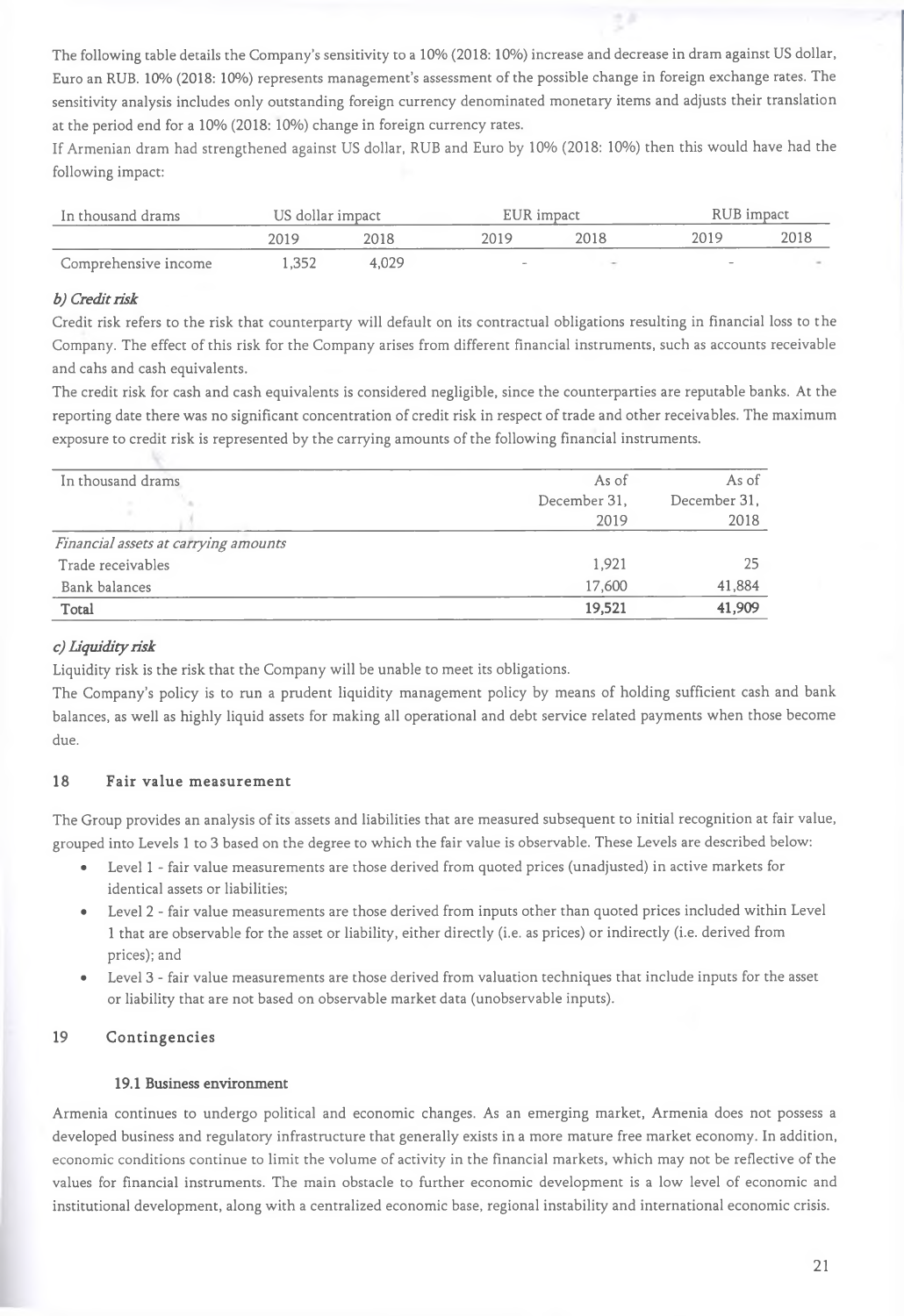The following table details the Company's sensitivity to a 10% (2018: 10%) increase and decrease in dram against US dollar, Euro an RUB. 10% (2018: 10%) represents management's assessment of the possible change in foreign exchange rates. The sensitivity analysis includes only outstanding foreign currency denominated monetary items and adjusts their translation at the period end for a 10% (2018: 10%) change in foreign currency rates.

If Armenian dram had strengthened against US dollar, RUB and Euro by 10% (2018: 10%) then this would have had the following impact:

| In thousand drams | US dollar impact | | EUR impact | | RUB impact | |
|---|---|---|---|---|---|---|
| | 2019 | 2018 | 2019 | 2018 | 2019 | 2018 |
| Comprehensive income | 1,352 | 4,029 | - | - | - | - |

### *b) Credit risk*

Credit risk refers to the risk that counterparty will default on its contractual obligations resulting in financial loss to the Company. The effect of this risk for the Company arises from different financial instruments, such as accounts receivable and cahs and cash equivalents.

The credit risk for cash and cash equivalents is considered negligible, since the counterparties are reputable banks. At the reporting date there was no significant concentration of credit risk in respect of trade and other receivables. The maximum exposure to credit risk is represented by the carrying amounts of the following financial instruments.

| In thousand drams | As of December 31, 2019 | As of December 31, 2018 |
|---|---|---|
| *Financial assets at carrying amounts* | | |
| Trade receivables | 1,921 | 25 |
| Bank balances | 17,600 | 41,884 |
| **Total** | **19,521** | **41,909** |

### *c) Liquidity risk*

Liquidity risk is the risk that the Company will be unable to meet its obligations.

The Company's policy is to run a prudent liquidity management policy by means of holding sufficient cash and bank balances, as well as highly liquid assets for making all operational and debt service related payments when those become due.

## 18 Fair value measurement

The Group provides an analysis of its assets and liabilities that are measured subsequent to initial recognition at fair value, grouped into Levels 1 to 3 based on the degree to which the fair value is observable. These Levels are described below:

- Level 1 - fair value measurements are those derived from quoted prices (unadjusted) in active markets for identical assets or liabilities;
- Level 2 - fair value measurements are those derived from inputs other than quoted prices included within Level 1 that are observable for the asset or liability, either directly (i.e. as prices) or indirectly (i.e. derived from prices); and
- Level 3 - fair value measurements are those derived from valuation techniques that include inputs for the asset or liability that are not based on observable market data (unobservable inputs).

## 19 Contingencies

### 19.1 Business environment

Armenia continues to undergo political and economic changes. As an emerging market, Armenia does not possess a developed business and regulatory infrastructure that generally exists in a more mature free market economy. In addition, economic conditions continue to limit the volume of activity in the financial markets, which may not be reflective of the values for financial instruments. The main obstacle to further economic development is a low level of economic and institutional development, along with a centralized economic base, regional instability and international economic crisis.